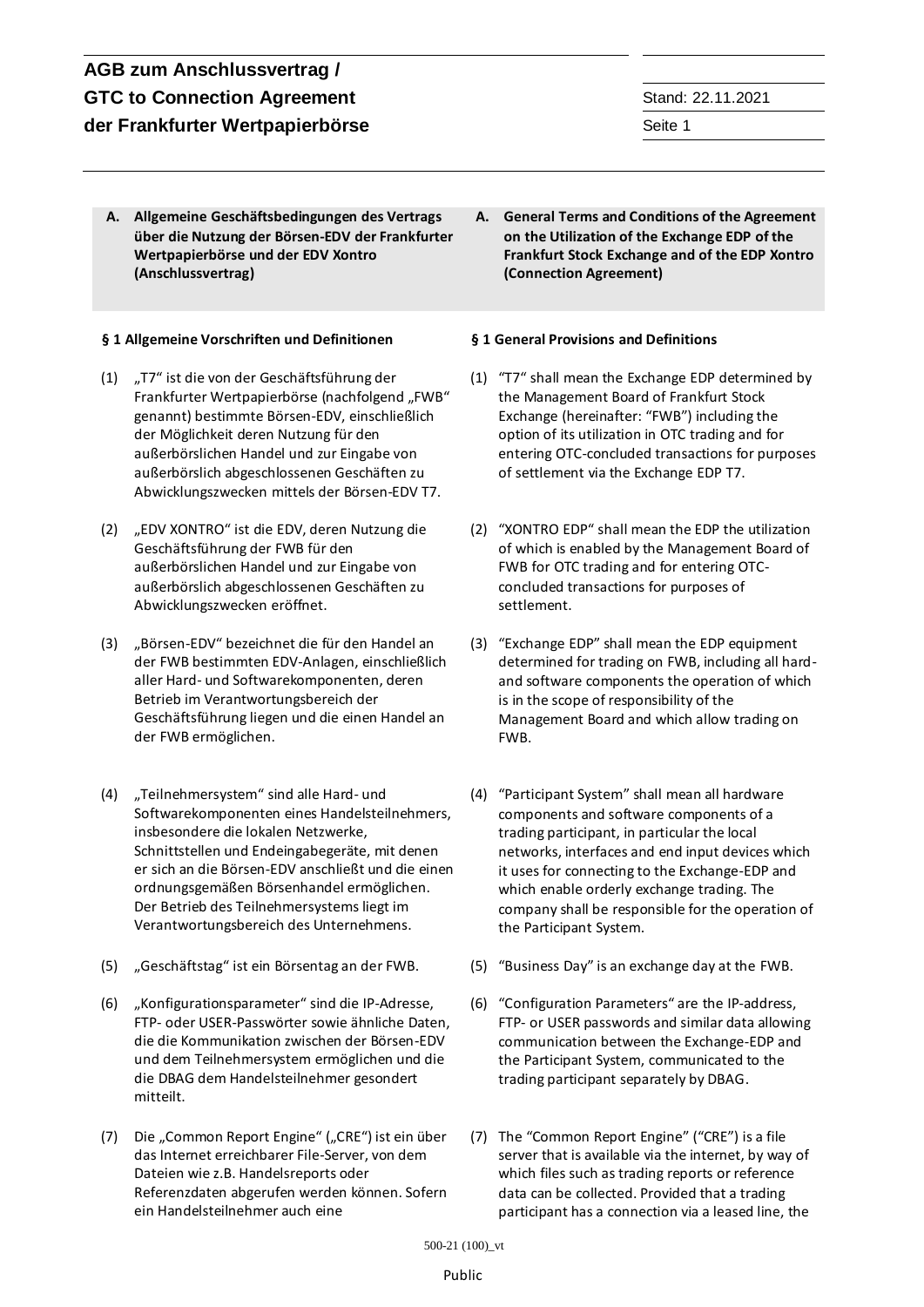# AGB zum Anschlussvertrag / GTC to Connection Agreement der Frankfurter Wertpapierbörse

Stand: 22.11.2021

## A. Allgemeine Geschäftsbedingungen des Vertrags über die Nutzung der Börsen-EDV der Frankfurter Wertpapierbörse und der EDV Xontro (Anschlussvertrag)

### § 1 Allgemeine Vorschriften und Definitionen

(1) „T7" ist die von der Geschäftsführung der Frankfurter Wertpapierbörse (nachfolgend „FWB" genannt) bestimmte Börsen-EDV, einschließlich der Möglichkeit deren Nutzung für den außerbörslichen Handel und zur Eingabe von außerbörslich abgeschlossenen Geschäften zu Abwicklungszwecken mittels der Börsen-EDV T7.

(2) „EDV XONTRO" ist die EDV, deren Nutzung die Geschäftsführung der FWB für den außerbörslichen Handel und zur Eingabe von außerbörslich abgeschlossenen Geschäften zu Abwicklungszwecken eröffnet.

(3) „Börsen-EDV" bezeichnet die für den Handel an der FWB bestimmten EDV-Anlagen, einschließlich aller Hard- und Softwarekomponenten, deren Betrieb im Verantwortungsbereich der Geschäftsführung liegen und die einen Handel an der FWB ermöglichen.

(4) „Teilnehmersystem" sind alle Hard- und Softwarekomponenten eines Handelsteilnehmers, insbesondere die lokalen Netzwerke, Schnittstellen und Endeingabegeräte, mit denen er sich an die Börsen-EDV anschließt und die einen ordnungsgemäßen Börsenhandel ermöglichen. Der Betrieb des Teilnehmersystems liegt im Verantwortungsbereich des Unternehmens.

(5) „Geschäftstag" ist ein Börsentag an der FWB.

(6) „Konfigurationsparameter" sind die IP-Adresse, FTP- oder USER-Passwörter sowie ähnliche Daten, die die Kommunikation zwischen der Börsen-EDV und dem Teilnehmersystem ermöglichen und die die DBAG dem Handelsteilnehmer gesondert mitteilt.

(7) Die „Common Report Engine" („CRE") ist ein über das Internet erreichbarer File-Server, von dem Dateien wie z.B. Handelsreports oder Referenzdaten abgerufen werden können. Sofern ein Handelsteilnehmer auch eine

## A. General Terms and Conditions of the Agreement on the Utilization of the Exchange EDP of the Frankfurt Stock Exchange and of the EDP Xontro (Connection Agreement)

### § 1 General Provisions and Definitions

(1) "T7" shall mean the Exchange EDP determined by the Management Board of Frankfurt Stock Exchange (hereinafter: "FWB") including the option of its utilization in OTC trading and for entering OTC-concluded transactions for purposes of settlement via the Exchange EDP T7.

(2) "XONTRO EDP" shall mean the EDP the utilization of which is enabled by the Management Board of FWB for OTC trading and for entering OTC-concluded transactions for purposes of settlement.

(3) "Exchange EDP" shall mean the EDP equipment determined for trading on FWB, including all hard- and software components the operation of which is in the scope of responsibility of the Management Board and which allow trading on FWB.

(4) "Participant System" shall mean all hardware components and software components of a trading participant, in particular the local networks, interfaces and end input devices which it uses for connecting to the Exchange-EDP and which enable orderly exchange trading. The company shall be responsible for the operation of the Participant System.

(5) "Business Day" is an exchange day at the FWB.

(6) "Configuration Parameters" are the IP-address, FTP- or USER passwords and similar data allowing communication between the Exchange-EDP and the Participant System, communicated to the trading participant separately by DBAG.

(7) The "Common Report Engine" ("CRE") is a file server that is available via the internet, by way of which files such as trading reports or reference data can be collected. Provided that a trading participant has a connection via a leased line, the

500-21 (100)_vt

Public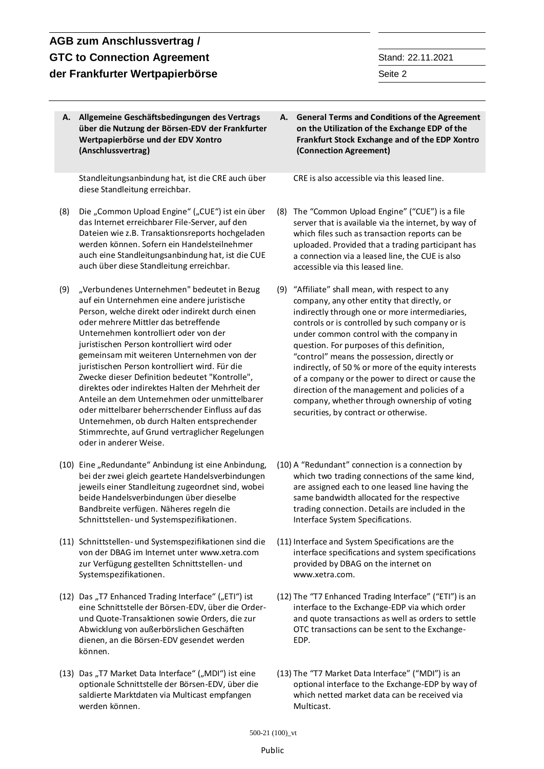| A. Allgemeine Geschäftsbedingungen des Vertrags über die Nutzung der Börsen-EDV der Frankfurter Wertpapierbörse und der EDV Xontro (Anschlussvertrag) | A. General Terms and Conditions of the Agreement on the Utilization of the Exchange EDP of the Frankfurt Stock Exchange and of the EDP Xontro (Connection Agreement) |
|---|---|
| Standleitungsanbindung hat, ist die CRE auch über diese Standleitung erreichbar. | CRE is also accessible via this leased line. |
| (8) Die „Common Upload Engine" („CUE") ist ein über das Internet erreichbarer File-Server, auf den Dateien wie z.B. Transaktionsreports hochgeladen werden können. Sofern ein Handelsteilnehmer auch eine Standleitungsanbindung hat, ist die CUE auch über diese Standleitung erreichbar. | (8) The "Common Upload Engine" ("CUE") is a file server that is available via the internet, by way of which files such as transaction reports can be uploaded. Provided that a trading participant has a connection via a leased line, the CUE is also accessible via this leased line. |
| (9) „Verbundenes Unternehmen" bedeutet in Bezug auf ein Unternehmen eine andere juristische Person, welche direkt oder indirekt durch einen oder mehrere Mittler das betreffende Unternehmen kontrolliert oder von der juristischen Person kontrolliert wird oder gemeinsam mit weiteren Unternehmen von der juristischen Person kontrolliert wird. Für die Zwecke dieser Definition bedeutet "Kontrolle", direktes oder indirektes Halten der Mehrheit der Anteile an dem Unternehmen oder unmittelbarer oder mittelbarer beherrschender Einfluss auf das Unternehmen, ob durch Halten entsprechender Stimmrechte, auf Grund vertraglicher Regelungen oder in anderer Weise. | (9) "Affiliate" shall mean, with respect to any company, any other entity that directly, or indirectly through one or more intermediaries, controls or is controlled by such company or is under common control with the company in question. For purposes of this definition, "control" means the possession, directly or indirectly, of 50 % or more of the equity interests of a company or the power to direct or cause the direction of the management and policies of a company, whether through ownership of voting securities, by contract or otherwise. |
| (10) Eine „Redundante" Anbindung ist eine Anbindung, bei der zwei gleich geartete Handelsverbindungen jeweils einer Standleitung zugeordnet sind, wobei beide Handelsverbindungen über dieselbe Bandbreite verfügen. Näheres regeln die Schnittstellen- und Systemspezifikationen. | (10) A "Redundant" connection is a connection by which two trading connections of the same kind, are assigned each to one leased line having the same bandwidth allocated for the respective trading connection. Details are included in the Interface System Specifications. |
| (11) Schnittstellen- und Systemspezifikationen sind die von der DBAG im Internet unter www.xetra.com zur Verfügung gestellten Schnittstellen- und Systemspezifikationen. | (11) Interface and System Specifications are the interface specifications and system specifications provided by DBAG on the internet on www.xetra.com. |
| (12) Das „T7 Enhanced Trading Interface" („ETI") ist eine Schnittstelle der Börsen-EDV, über die Order- und Quote-Transaktionen sowie Orders, die zur Abwicklung von außerbörslichen Geschäften dienen, an die Börsen-EDV gesendet werden können. | (12) The "T7 Enhanced Trading Interface" ("ETI") is an interface to the Exchange-EDP via which order and quote transactions as well as orders to settle OTC transactions can be sent to the Exchange-EDP. |
| (13) Das „T7 Market Data Interface" („MDI") ist eine optionale Schnittstelle der Börsen-EDV, über die saldierte Marktdaten via Multicast empfangen werden können. | (13) The "T7 Market Data Interface" ("MDI") is an optional interface to the Exchange-EDP by way of which netted market data can be received via Multicast. |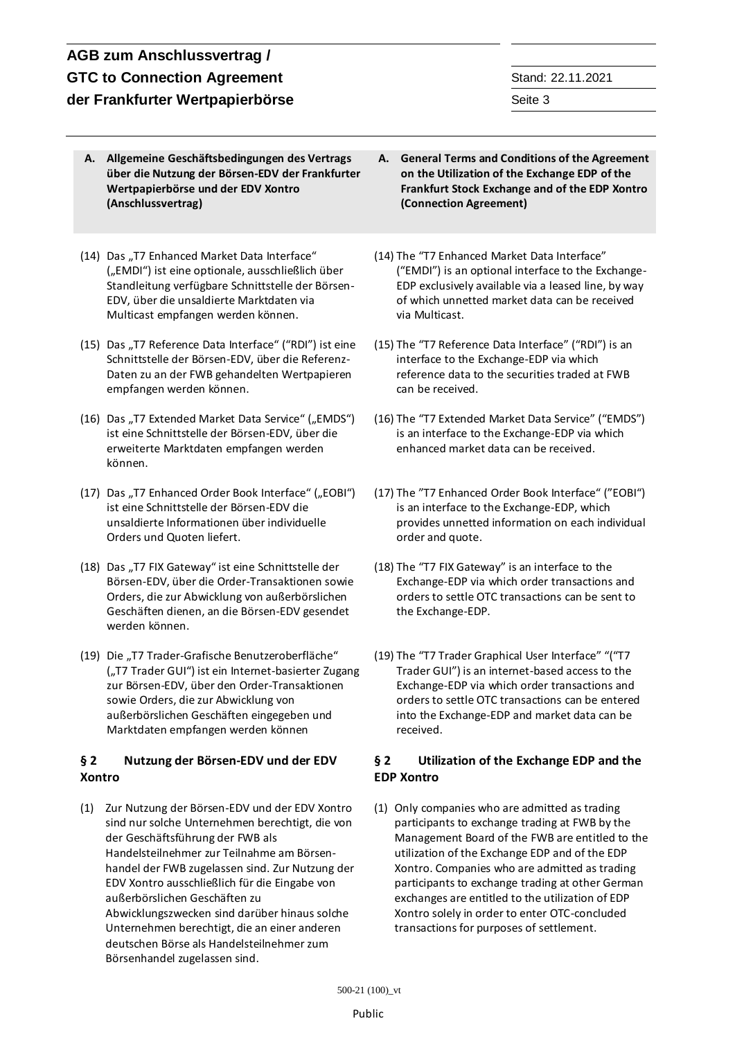**A. Allgemeine Geschäftsbedingungen des Vertrags über die Nutzung der Börsen-EDV der Frankfurter Wertpapierbörse und der EDV Xontro (Anschlussvertrag)**

(14) Das „T7 Enhanced Market Data Interface" („EMDI") ist eine optionale, ausschließlich über Standleitung verfügbare Schnittstelle der Börsen-EDV, über die unsaldierte Marktdaten via Multicast empfangen werden können.

(15) Das „T7 Reference Data Interface" ("RDI") ist eine Schnittstelle der Börsen-EDV, über die Referenz-Daten zu an der FWB gehandelten Wertpapieren empfangen werden können.

(16) Das „T7 Extended Market Data Service" („EMDS") ist eine Schnittstelle der Börsen-EDV, über die erweiterte Marktdaten empfangen werden können.

(17) Das „T7 Enhanced Order Book Interface" („EOBI") ist eine Schnittstelle der Börsen-EDV die unsaldierte Informationen über individuelle Orders und Quoten liefert.

(18) Das „T7 FIX Gateway" ist eine Schnittstelle der Börsen-EDV, über die Order-Transaktionen sowie Orders, die zur Abwicklung von außerbörslichen Geschäften dienen, an die Börsen-EDV gesendet werden können.

(19) Die „T7 Trader-Grafische Benutzeroberfläche" („T7 Trader GUI") ist ein Internet-basierter Zugang zur Börsen-EDV, über den Order-Transaktionen sowie Orders, die zur Abwicklung von außerbörslichen Geschäften eingegeben und Marktdaten empfangen werden können

### § 2 Nutzung der Börsen-EDV und der EDV Xontro

(1) Zur Nutzung der Börsen-EDV und der EDV Xontro sind nur solche Unternehmen berechtigt, die von der Geschäftsführung der FWB als Handelsteilnehmer zur Teilnahme am Börsenhandel der FWB zugelassen sind. Zur Nutzung der EDV Xontro ausschließlich für die Eingabe von außerbörslichen Geschäften zu Abwicklungszwecken sind darüber hinaus solche Unternehmen berechtigt, die an einer anderen deutschen Börse als Handelsteilnehmer zum Börsenhandel zugelassen sind.

**A. General Terms and Conditions of the Agreement on the Utilization of the Exchange EDP of the Frankfurt Stock Exchange and of the EDP Xontro (Connection Agreement)**

(14) The "T7 Enhanced Market Data Interface" ("EMDI") is an optional interface to the Exchange-EDP exclusively available via a leased line, by way of which unnetted market data can be received via Multicast.

(15) The "T7 Reference Data Interface" ("RDI") is an interface to the Exchange-EDP via which reference data to the securities traded at FWB can be received.

(16) The "T7 Extended Market Data Service" ("EMDS") is an interface to the Exchange-EDP via which enhanced market data can be received.

(17) The "T7 Enhanced Order Book Interface" ("EOBI") is an interface to the Exchange-EDP, which provides unnetted information on each individual order and quote.

(18) The "T7 FIX Gateway" is an interface to the Exchange-EDP via which order transactions and orders to settle OTC transactions can be sent to the Exchange-EDP.

(19) The "T7 Trader Graphical User Interface" "("T7 Trader GUI") is an internet-based access to the Exchange-EDP via which order transactions and orders to settle OTC transactions can be entered into the Exchange-EDP and market data can be received.

### § 2 Utilization of the Exchange EDP and the EDP Xontro

(1) Only companies who are admitted as trading participants to exchange trading at FWB by the Management Board of the FWB are entitled to the utilization of the Exchange EDP and of the EDP Xontro. Companies who are admitted as trading participants to exchange trading at other German exchanges are entitled to the utilization of EDP Xontro solely in order to enter OTC-concluded transactions for purposes of settlement.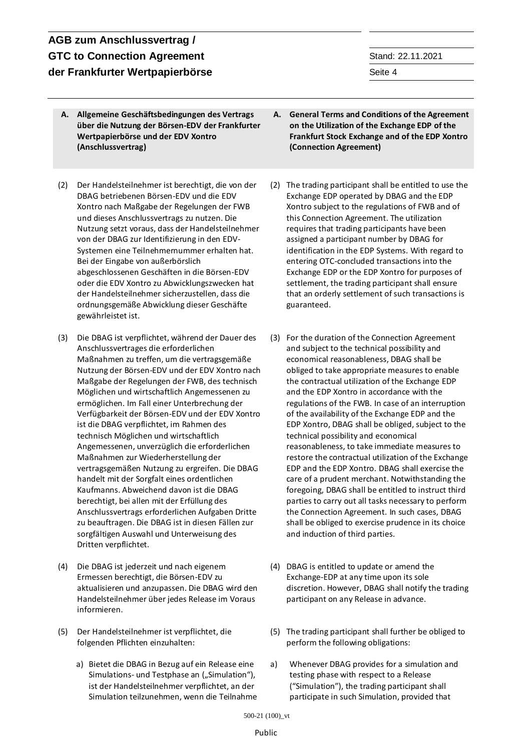**A. Allgemeine Geschäftsbedingungen des Vertrags über die Nutzung der Börsen-EDV der Frankfurter Wertpapierbörse und der EDV Xontro (Anschlussvertrag)**

**A. General Terms and Conditions of the Agreement on the Utilization of the Exchange EDP of the Frankfurt Stock Exchange and of the EDP Xontro (Connection Agreement)**

(2) Der Handelsteilnehmer ist berechtigt, die von der DBAG betriebenen Börsen-EDV und die EDV Xontro nach Maßgabe der Regelungen der FWB und dieses Anschlussvertrags zu nutzen. Die Nutzung setzt voraus, dass der Handelsteilnehmer von der DBAG zur Identifizierung in den EDV-Systemen eine Teilnehmernummer erhalten hat. Bei der Eingabe von außerbörslich abgeschlossenen Geschäften in die Börsen-EDV oder die EDV Xontro zu Abwicklungszwecken hat der Handelsteilnehmer sicherzustellen, dass die ordnungsgemäße Abwicklung dieser Geschäfte gewährleistet ist.

(2) The trading participant shall be entitled to use the Exchange EDP operated by DBAG and the EDP Xontro subject to the regulations of FWB and of this Connection Agreement. The utilization requires that trading participants have been assigned a participant number by DBAG for identification in the EDP Systems. With regard to entering OTC-concluded transactions into the Exchange EDP or the EDP Xontro for purposes of settlement, the trading participant shall ensure that an orderly settlement of such transactions is guaranteed.

(3) Die DBAG ist verpflichtet, während der Dauer des Anschlussvertrages die erforderlichen Maßnahmen zu treffen, um die vertragsgemäße Nutzung der Börsen-EDV und der EDV Xontro nach Maßgabe der Regelungen der FWB, des technisch Möglichen und wirtschaftlich Angemessenen zu ermöglichen. Im Fall einer Unterbrechung der Verfügbarkeit der Börsen-EDV und der EDV Xontro ist die DBAG verpflichtet, im Rahmen des technisch Möglichen und wirtschaftlich Angemessenen, unverzüglich die erforderlichen Maßnahmen zur Wiederherstellung der vertragsgemäßen Nutzung zu ergreifen. Die DBAG handelt mit der Sorgfalt eines ordentlichen Kaufmanns. Abweichend davon ist die DBAG berechtigt, bei allen mit der Erfüllung des Anschlussvertrags erforderlichen Aufgaben Dritte zu beauftragen. Die DBAG ist in diesen Fällen zur sorgfältigen Auswahl und Unterweisung des Dritten verpflichtet.

(3) For the duration of the Connection Agreement and subject to the technical possibility and economical reasonableness, DBAG shall be obliged to take appropriate measures to enable the contractual utilization of the Exchange EDP and the EDP Xontro in accordance with the regulations of the FWB. In case of an interruption of the availability of the Exchange EDP and the EDP Xontro, DBAG shall be obliged, subject to the technical possibility and economical reasonableness, to take immediate measures to restore the contractual utilization of the Exchange EDP and the EDP Xontro. DBAG shall exercise the care of a prudent merchant. Notwithstanding the foregoing, DBAG shall be entitled to instruct third parties to carry out all tasks necessary to perform the Connection Agreement. In such cases, DBAG shall be obliged to exercise prudence in its choice and induction of third parties.

(4) Die DBAG ist jederzeit und nach eigenem Ermessen berechtigt, die Börsen-EDV zu aktualisieren und anzupassen. Die DBAG wird den Handelsteilnehmer über jedes Release im Voraus informieren.

(4) DBAG is entitled to update or amend the Exchange-EDP at any time upon its sole discretion. However, DBAG shall notify the trading participant on any Release in advance.

(5) Der Handelsteilnehmer ist verpflichtet, die folgenden Pflichten einzuhalten:

a) Bietet die DBAG in Bezug auf ein Release eine Simulations- und Testphase an („Simulation"), ist der Handelsteilnehmer verpflichtet, an der Simulation teilzunehmen, wenn die Teilnahme

(5) The trading participant shall further be obliged to perform the following obligations:

a) Whenever DBAG provides for a simulation and testing phase with respect to a Release ("Simulation"), the trading participant shall participate in such Simulation, provided that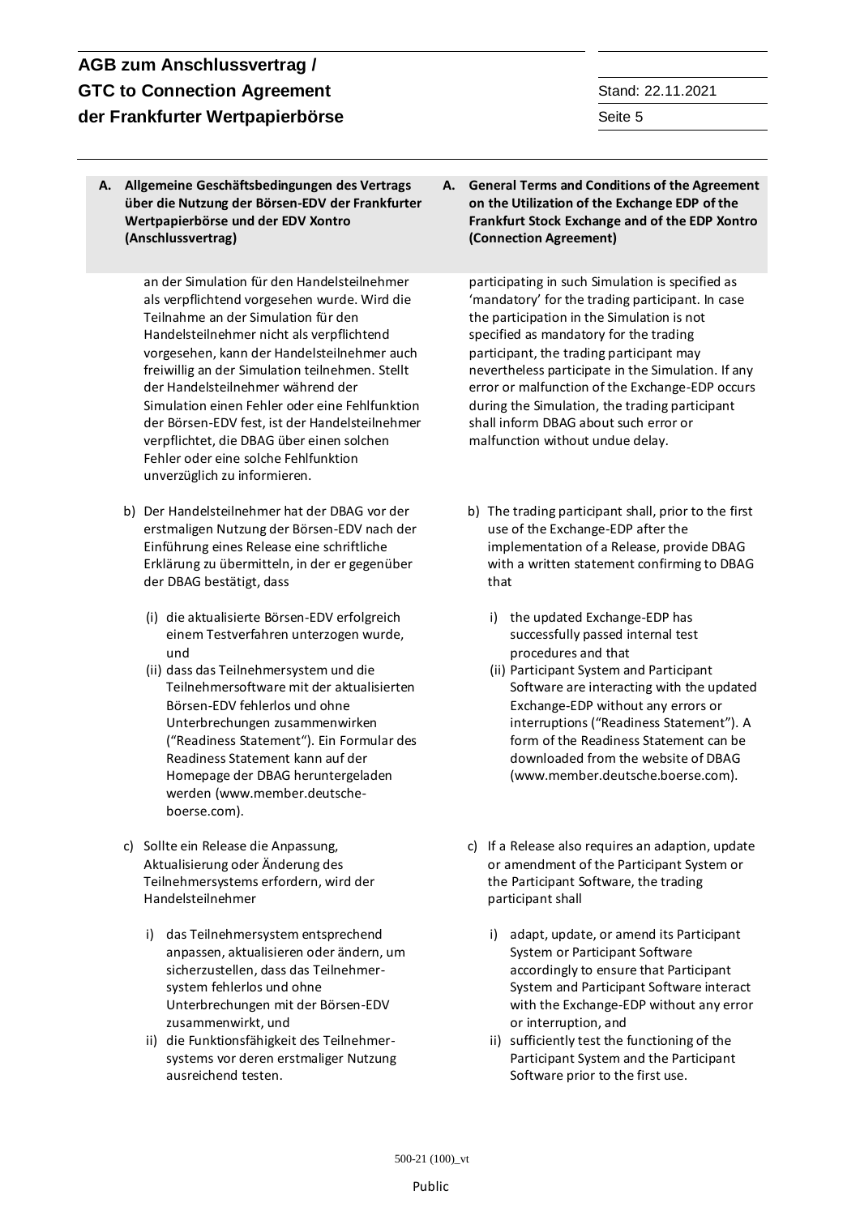| A. Allgemeine Geschäftsbedingungen des Vertrags über die Nutzung der Börsen-EDV der Frankfurter Wertpapierbörse und der EDV Xontro (Anschlussvertrag) | A. General Terms and Conditions of the Agreement on the Utilization of the Exchange EDP of the Frankfurt Stock Exchange and of the EDP Xontro (Connection Agreement) |
|---|---|
| an der Simulation für den Handelsteilnehmer als verpflichtend vorgesehen wurde. Wird die Teilnahme an der Simulation für den Handelsteilnehmer nicht als verpflichtend vorgesehen, kann der Handelsteilnehmer auch freiwillig an der Simulation teilnehmen. Stellt der Handelsteilnehmer während der Simulation einen Fehler oder eine Fehlfunktion der Börsen-EDV fest, ist der Handelsteilnehmer verpflichtet, die DBAG über einen solchen Fehler oder eine solche Fehlfunktion unverzüglich zu informieren. | participating in such Simulation is specified as 'mandatory' for the trading participant. In case the participation in the Simulation is not specified as mandatory for the trading participant, the trading participant may nevertheless participate in the Simulation. If any error or malfunction of the Exchange-EDP occurs during the Simulation, the trading participant shall inform DBAG about such error or malfunction without undue delay. |
| b) Der Handelsteilnehmer hat der DBAG vor der erstmaligen Nutzung der Börsen-EDV nach der Einführung eines Release eine schriftliche Erklärung zu übermitteln, in der er gegenüber der DBAG bestätigt, dass | b) The trading participant shall, prior to the first use of the Exchange-EDP after the implementation of a Release, provide DBAG with a written statement confirming to DBAG that |
| (i) die aktualisierte Börsen-EDV erfolgreich einem Testverfahren unterzogen wurde, und<br>(ii) dass das Teilnehmersystem und die Teilnehmersoftware mit der aktualisierten Börsen-EDV fehlerlos und ohne Unterbrechungen zusammenwirken ("Readiness Statement"). Ein Formular des Readiness Statement kann auf der Homepage der DBAG heruntergeladen werden (www.member.deutsche-boerse.com). | i) the updated Exchange-EDP has successfully passed internal test procedures and that<br>(ii) Participant System and Participant Software are interacting with the updated Exchange-EDP without any errors or interruptions ("Readiness Statement"). A form of the Readiness Statement can be downloaded from the website of DBAG (www.member.deutsche.boerse.com). |
| c) Sollte ein Release die Anpassung, Aktualisierung oder Änderung des Teilnehmersystems erfordern, wird der Handelsteilnehmer | c) If a Release also requires an adaption, update or amendment of the Participant System or the Participant Software, the trading participant shall |
| i) das Teilnehmersystem entsprechend anpassen, aktualisieren oder ändern, um sicherzustellen, dass das Teilnehmer-system fehlerlos und ohne Unterbrechungen mit der Börsen-EDV zusammenwirkt, und<br>ii) die Funktionsfähigkeit des Teilnehmer-systems vor deren erstmaliger Nutzung ausreichend testen. | i) adapt, update, or amend its Participant System or Participant Software accordingly to ensure that Participant System and Participant Software interact with the Exchange-EDP without any error or interruption, and<br>ii) sufficiently test the functioning of the Participant System and the Participant Software prior to the first use. |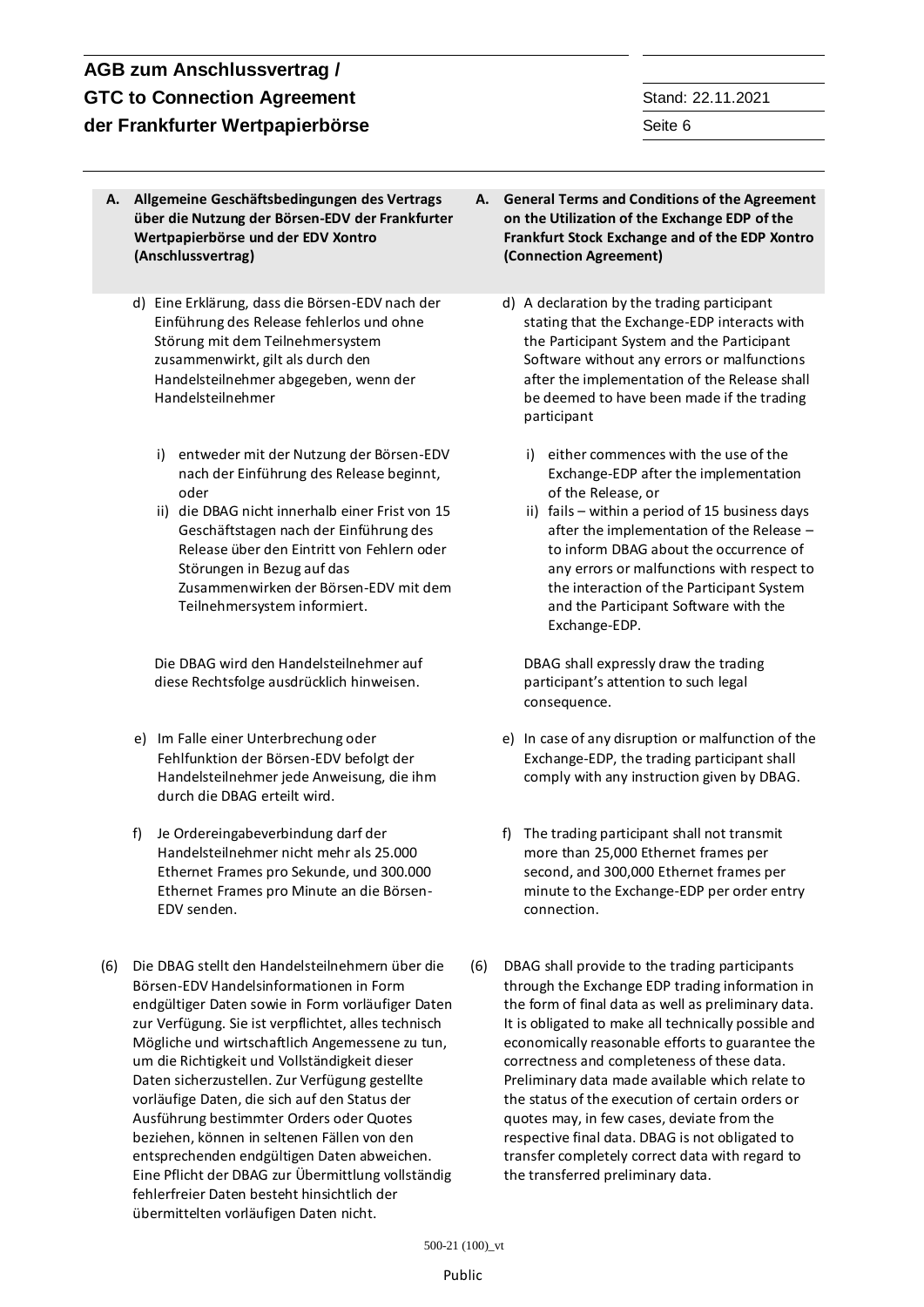**A. Allgemeine Geschäftsbedingungen des Vertrags über die Nutzung der Börsen-EDV der Frankfurter Wertpapierbörse und der EDV Xontro (Anschlussvertrag)**

d) Eine Erklärung, dass die Börsen-EDV nach der Einführung des Release fehlerlos und ohne Störung mit dem Teilnehmersystem zusammenwirkt, gilt als durch den Handelsteilnehmer abgegeben, wenn der Handelsteilnehmer

i) entweder mit der Nutzung der Börsen-EDV nach der Einführung des Release beginnt, oder

ii) die DBAG nicht innerhalb einer Frist von 15 Geschäftstagen nach der Einführung des Release über den Eintritt von Fehlern oder Störungen in Bezug auf das Zusammenwirken der Börsen-EDV mit dem Teilnehmersystem informiert.

Die DBAG wird den Handelsteilnehmer auf diese Rechtsfolge ausdrücklich hinweisen.

e) Im Falle einer Unterbrechung oder Fehlfunktion der Börsen-EDV befolgt der Handelsteilnehmer jede Anweisung, die ihm durch die DBAG erteilt wird.

f) Je Ordereingabeverbindung darf der Handelsteilnehmer nicht mehr als 25.000 Ethernet Frames pro Sekunde, und 300.000 Ethernet Frames pro Minute an die Börsen-EDV senden.

(6) Die DBAG stellt den Handelsteilnehmern über die Börsen-EDV Handelsinformationen in Form endgültiger Daten sowie in Form vorläufiger Daten zur Verfügung. Sie ist verpflichtet, alles technisch Mögliche und wirtschaftlich Angemessene zu tun, um die Richtigkeit und Vollständigkeit dieser Daten sicherzustellen. Zur Verfügung gestellte vorläufige Daten, die sich auf den Status der Ausführung bestimmter Orders oder Quotes beziehen, können in seltenen Fällen von den entsprechenden endgültigen Daten abweichen. Eine Pflicht der DBAG zur Übermittlung vollständig fehlerfreier Daten besteht hinsichtlich der übermittelten vorläufigen Daten nicht.

**A. General Terms and Conditions of the Agreement on the Utilization of the Exchange EDP of the Frankfurt Stock Exchange and of the EDP Xontro (Connection Agreement)**

d) A declaration by the trading participant stating that the Exchange-EDP interacts with the Participant System and the Participant Software without any errors or malfunctions after the implementation of the Release shall be deemed to have been made if the trading participant

i) either commences with the use of the Exchange-EDP after the implementation of the Release, or

ii) fails – within a period of 15 business days after the implementation of the Release – to inform DBAG about the occurrence of any errors or malfunctions with respect to the interaction of the Participant System and the Participant Software with the Exchange-EDP.

DBAG shall expressly draw the trading participant's attention to such legal consequence.

e) In case of any disruption or malfunction of the Exchange-EDP, the trading participant shall comply with any instruction given by DBAG.

f) The trading participant shall not transmit more than 25,000 Ethernet frames per second, and 300,000 Ethernet frames per minute to the Exchange-EDP per order entry connection.

(6) DBAG shall provide to the trading participants through the Exchange EDP trading information in the form of final data as well as preliminary data. It is obligated to make all technically possible and economically reasonable efforts to guarantee the correctness and completeness of these data. Preliminary data made available which relate to the status of the execution of certain orders or quotes may, in few cases, deviate from the respective final data. DBAG is not obligated to transfer completely correct data with regard to the transferred preliminary data.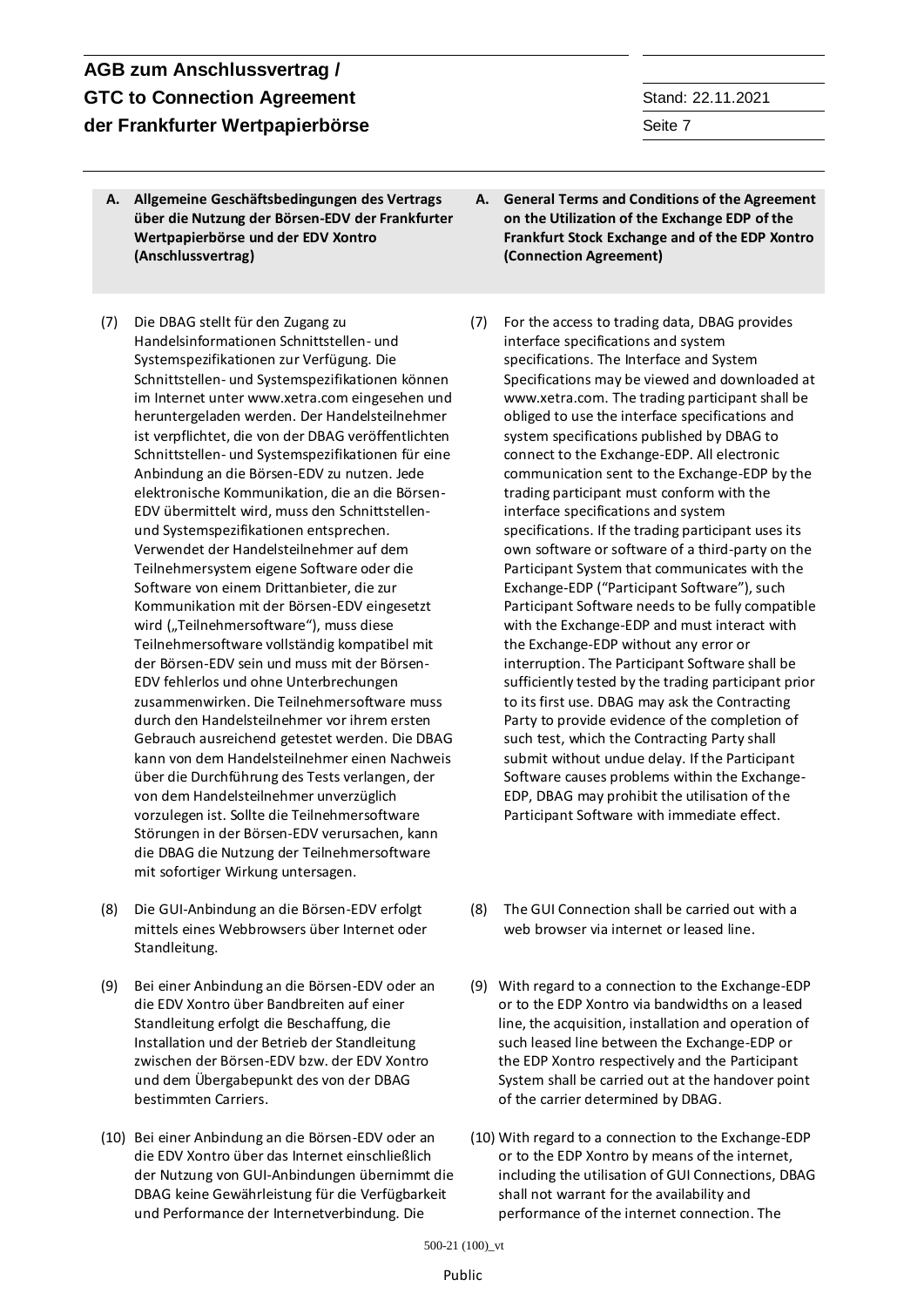**A. Allgemeine Geschäftsbedingungen des Vertrags über die Nutzung der Börsen-EDV der Frankfurter Wertpapierbörse und der EDV Xontro (Anschlussvertrag)**

(7) Die DBAG stellt für den Zugang zu Handelsinformationen Schnittstellen- und Systemspezifikationen zur Verfügung. Die Schnittstellen- und Systemspezifikationen können im Internet unter www.xetra.com eingesehen und heruntergeladen werden. Der Handelsteilnehmer ist verpflichtet, die von der DBAG veröffentlichten Schnittstellen- und Systemspezifikationen für eine Anbindung an die Börsen-EDV zu nutzen. Jede elektronische Kommunikation, die an die Börsen-EDV übermittelt wird, muss den Schnittstellen- und Systemspezifikationen entsprechen. Verwendet der Handelsteilnehmer auf dem Teilnehmersystem eigene Software oder die Software von einem Drittanbieter, die zur Kommunikation mit der Börsen-EDV eingesetzt wird („Teilnehmersoftware"), muss diese Teilnehmersoftware vollständig kompatibel mit der Börsen-EDV sein und muss mit der Börsen-EDV fehlerlos und ohne Unterbrechungen zusammenwirken. Die Teilnehmersoftware muss durch den Handelsteilnehmer vor ihrem ersten Gebrauch ausreichend getestet werden. Die DBAG kann von dem Handelsteilnehmer einen Nachweis über die Durchführung des Tests verlangen, der von dem Handelsteilnehmer unverzüglich vorzulegen ist. Sollte die Teilnehmersoftware Störungen in der Börsen-EDV verursachen, kann die DBAG die Nutzung der Teilnehmersoftware mit sofortiger Wirkung untersagen.

(8) Die GUI-Anbindung an die Börsen-EDV erfolgt mittels eines Webbrowsers über Internet oder Standleitung.

(9) Bei einer Anbindung an die Börsen-EDV oder an die EDV Xontro über Bandbreiten auf einer Standleitung erfolgt die Beschaffung, die Installation und der Betrieb der Standleitung zwischen der Börsen-EDV bzw. der EDV Xontro und dem Übergabepunkt des von der DBAG bestimmten Carriers.

(10) Bei einer Anbindung an die Börsen-EDV oder an die EDV Xontro über das Internet einschließlich der Nutzung von GUI-Anbindungen übernimmt die DBAG keine Gewährleistung für die Verfügbarkeit und Performance der Internetverbindung. Die

**A. General Terms and Conditions of the Agreement on the Utilization of the Exchange EDP of the Frankfurt Stock Exchange and of the EDP Xontro (Connection Agreement)**

(7) For the access to trading data, DBAG provides interface specifications and system specifications. The Interface and System Specifications may be viewed and downloaded at www.xetra.com. The trading participant shall be obliged to use the interface specifications and system specifications published by DBAG to connect to the Exchange-EDP. All electronic communication sent to the Exchange-EDP by the trading participant must conform with the interface specifications and system specifications. If the trading participant uses its own software or software of a third-party on the Participant System that communicates with the Exchange-EDP ("Participant Software"), such Participant Software needs to be fully compatible with the Exchange-EDP and must interact with the Exchange-EDP without any error or interruption. The Participant Software shall be sufficiently tested by the trading participant prior to its first use. DBAG may ask the Contracting Party to provide evidence of the completion of such test, which the Contracting Party shall submit without undue delay. If the Participant Software causes problems within the Exchange-EDP, DBAG may prohibit the utilisation of the Participant Software with immediate effect.

(8) The GUI Connection shall be carried out with a web browser via internet or leased line.

(9) With regard to a connection to the Exchange-EDP or to the EDP Xontro via bandwidths on a leased line, the acquisition, installation and operation of such leased line between the Exchange-EDP or the EDP Xontro respectively and the Participant System shall be carried out at the handover point of the carrier determined by DBAG.

(10) With regard to a connection to the Exchange-EDP or to the EDP Xontro by means of the internet, including the utilisation of GUI Connections, DBAG shall not warrant for the availability and performance of the internet connection. The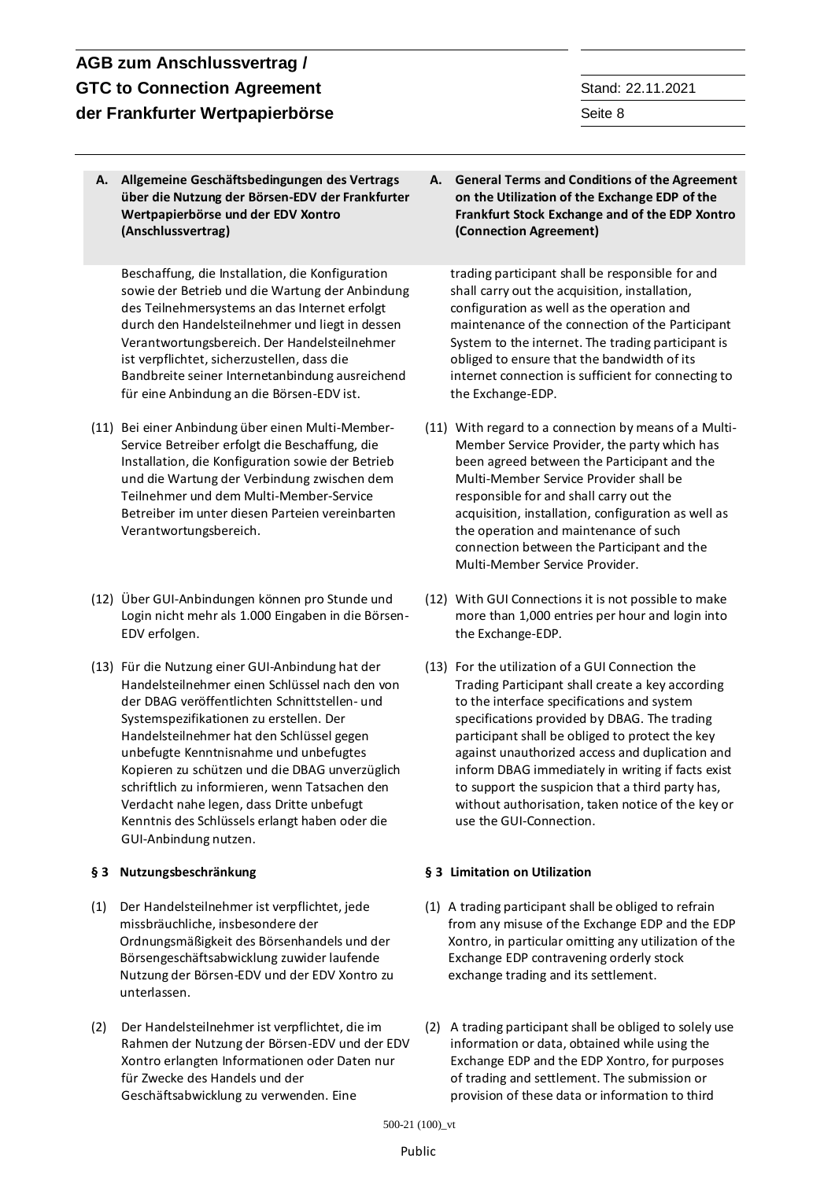**A. Allgemeine Geschäftsbedingungen des Vertrags über die Nutzung der Börsen-EDV der Frankfurter Wertpapierbörse und der EDV Xontro (Anschlussvertrag)**

Beschaffung, die Installation, die Konfiguration sowie der Betrieb und die Wartung der Anbindung des Teilnehmersystems an das Internet erfolgt durch den Handelsteilnehmer und liegt in dessen Verantwortungsbereich. Der Handelsteilnehmer ist verpflichtet, sicherzustellen, dass die Bandbreite seiner Internetanbindung ausreichend für eine Anbindung an die Börsen-EDV ist.

(11) Bei einer Anbindung über einen Multi-Member-Service Betreiber erfolgt die Beschaffung, die Installation, die Konfiguration sowie der Betrieb und die Wartung der Verbindung zwischen dem Teilnehmer und dem Multi-Member-Service Betreiber im unter diesen Parteien vereinbarten Verantwortungsbereich.

(12) Über GUI-Anbindungen können pro Stunde und Login nicht mehr als 1.000 Eingaben in die Börsen-EDV erfolgen.

(13) Für die Nutzung einer GUI-Anbindung hat der Handelsteilnehmer einen Schlüssel nach den von der DBAG veröffentlichten Schnittstellen- und Systemspezifikationen zu erstellen. Der Handelsteilnehmer hat den Schlüssel gegen unbefugte Kenntnisnahme und unbefugtes Kopieren zu schützen und die DBAG unverzüglich schriftlich zu informieren, wenn Tatsachen den Verdacht nahe legen, dass Dritte unbefugt Kenntnis des Schlüssels erlangt haben oder die GUI-Anbindung nutzen.

**§ 3 Nutzungsbeschränkung**

(1) Der Handelsteilnehmer ist verpflichtet, jede missbräuchliche, insbesondere der Ordnungsmäßigkeit des Börsenhandels und der Börsengeschäftsabwicklung zuwider laufende Nutzung der Börsen-EDV und der EDV Xontro zu unterlassen.

(2) Der Handelsteilnehmer ist verpflichtet, die im Rahmen der Nutzung der Börsen-EDV und der EDV Xontro erlangten Informationen oder Daten nur für Zwecke des Handels und der Geschäftsabwicklung zu verwenden. Eine

**A. General Terms and Conditions of the Agreement on the Utilization of the Exchange EDP of the Frankfurt Stock Exchange and of the EDP Xontro (Connection Agreement)**

trading participant shall be responsible for and shall carry out the acquisition, installation, configuration as well as the operation and maintenance of the connection of the Participant System to the internet. The trading participant is obliged to ensure that the bandwidth of its internet connection is sufficient for connecting to the Exchange-EDP.

(11) With regard to a connection by means of a Multi-Member Service Provider, the party which has been agreed between the Participant and the Multi-Member Service Provider shall be responsible for and shall carry out the acquisition, installation, configuration as well as the operation and maintenance of such connection between the Participant and the Multi-Member Service Provider.

(12) With GUI Connections it is not possible to make more than 1,000 entries per hour and login into the Exchange-EDP.

(13) For the utilization of a GUI Connection the Trading Participant shall create a key according to the interface specifications and system specifications provided by DBAG. The trading participant shall be obliged to protect the key against unauthorized access and duplication and inform DBAG immediately in writing if facts exist to support the suspicion that a third party has, without authorisation, taken notice of the key or use the GUI-Connection.

**§ 3 Limitation on Utilization**

(1) A trading participant shall be obliged to refrain from any misuse of the Exchange EDP and the EDP Xontro, in particular omitting any utilization of the Exchange EDP contravening orderly stock exchange trading and its settlement.

(2) A trading participant shall be obliged to solely use information or data, obtained while using the Exchange EDP and the EDP Xontro, for purposes of trading and settlement. The submission or provision of these data or information to third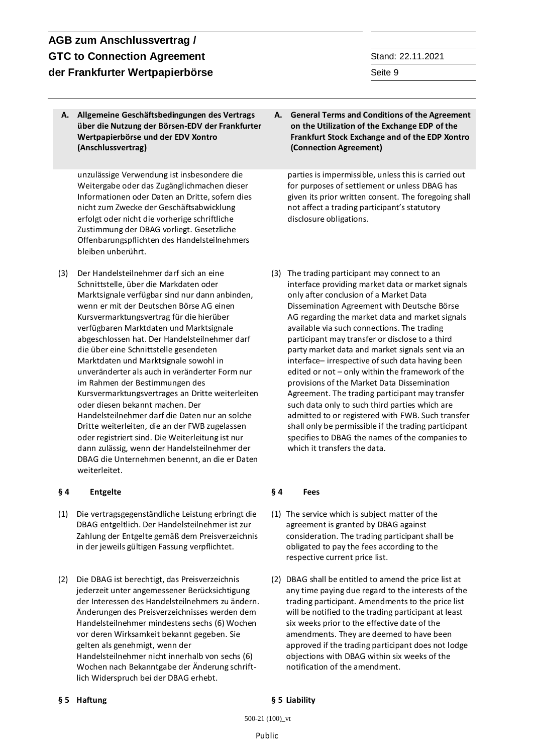**A. Allgemeine Geschäftsbedingungen des Vertrags über die Nutzung der Börsen-EDV der Frankfurter Wertpapierbörse und der EDV Xontro (Anschlussvertrag)**

unzulässige Verwendung ist insbesondere die Weitergabe oder das Zugänglichmachen dieser Informationen oder Daten an Dritte, sofern dies nicht zum Zwecke der Geschäftsabwicklung erfolgt oder nicht die vorherige schriftliche Zustimmung der DBAG vorliegt. Gesetzliche Offenbarungspflichten des Handelsteilnehmers bleiben unberührt.

(3) Der Handelsteilnehmer darf sich an eine Schnittstelle, über die Markdaten oder Marktsignale verfügbar sind nur dann anbinden, wenn er mit der Deutschen Börse AG einen Kursvermarktungsvertrag für die hierüber verfügbaren Marktdaten und Marktsignale abgeschlossen hat. Der Handelsteilnehmer darf die über eine Schnittstelle gesendeten Marktdaten und Marktsignale sowohl in unveränderter als auch in veränderter Form nur im Rahmen der Bestimmungen des Kursvermarktungsvertrages an Dritte weiterleiten oder diesen bekannt machen. Der Handelsteilnehmer darf die Daten nur an solche Dritte weiterleiten, die an der FWB zugelassen oder registriert sind. Die Weiterleitung ist nur dann zulässig, wenn der Handelsteilnehmer der DBAG die Unternehmen benennt, an die er Daten weiterleitet.

**§ 4 Entgelte**

(1) Die vertragsgegenständliche Leistung erbringt die DBAG entgeltlich. Der Handelsteilnehmer ist zur Zahlung der Entgelte gemäß dem Preisverzeichnis in der jeweils gültigen Fassung verpflichtet.

(2) Die DBAG ist berechtigt, das Preisverzeichnis jederzeit unter angemessener Berücksichtigung der Interessen des Handelsteilnehmers zu ändern. Änderungen des Preisverzeichnisses werden dem Handelsteilnehmer mindestens sechs (6) Wochen vor deren Wirksamkeit bekannt gegeben. Sie gelten als genehmigt, wenn der Handelsteilnehmer nicht innerhalb von sechs (6) Wochen nach Bekanntgabe der Änderung schriftlich Widerspruch bei der DBAG erhebt.

**§ 5 Haftung**

---

**A. General Terms and Conditions of the Agreement on the Utilization of the Exchange EDP of the Frankfurt Stock Exchange and of the EDP Xontro (Connection Agreement)**

parties is impermissible, unless this is carried out for purposes of settlement or unless DBAG has given its prior written consent. The foregoing shall not affect a trading participant's statutory disclosure obligations.

(3) The trading participant may connect to an interface providing market data or market signals only after conclusion of a Market Data Dissemination Agreement with Deutsche Börse AG regarding the market data and market signals available via such connections. The trading participant may transfer or disclose to a third party market data and market signals sent via an interface– irrespective of such data having been edited or not – only within the framework of the provisions of the Market Data Dissemination Agreement. The trading participant may transfer such data only to such third parties which are admitted to or registered with FWB. Such transfer shall only be permissible if the trading participant specifies to DBAG the names of the companies to which it transfers the data.

**§ 4 Fees**

(1) The service which is subject matter of the agreement is granted by DBAG against consideration. The trading participant shall be obligated to pay the fees according to the respective current price list.

(2) DBAG shall be entitled to amend the price list at any time paying due regard to the interests of the trading participant. Amendments to the price list will be notified to the trading participant at least six weeks prior to the effective date of the amendments. They are deemed to have been approved if the trading participant does not lodge objections with DBAG within six weeks of the notification of the amendment.

**§ 5 Liability**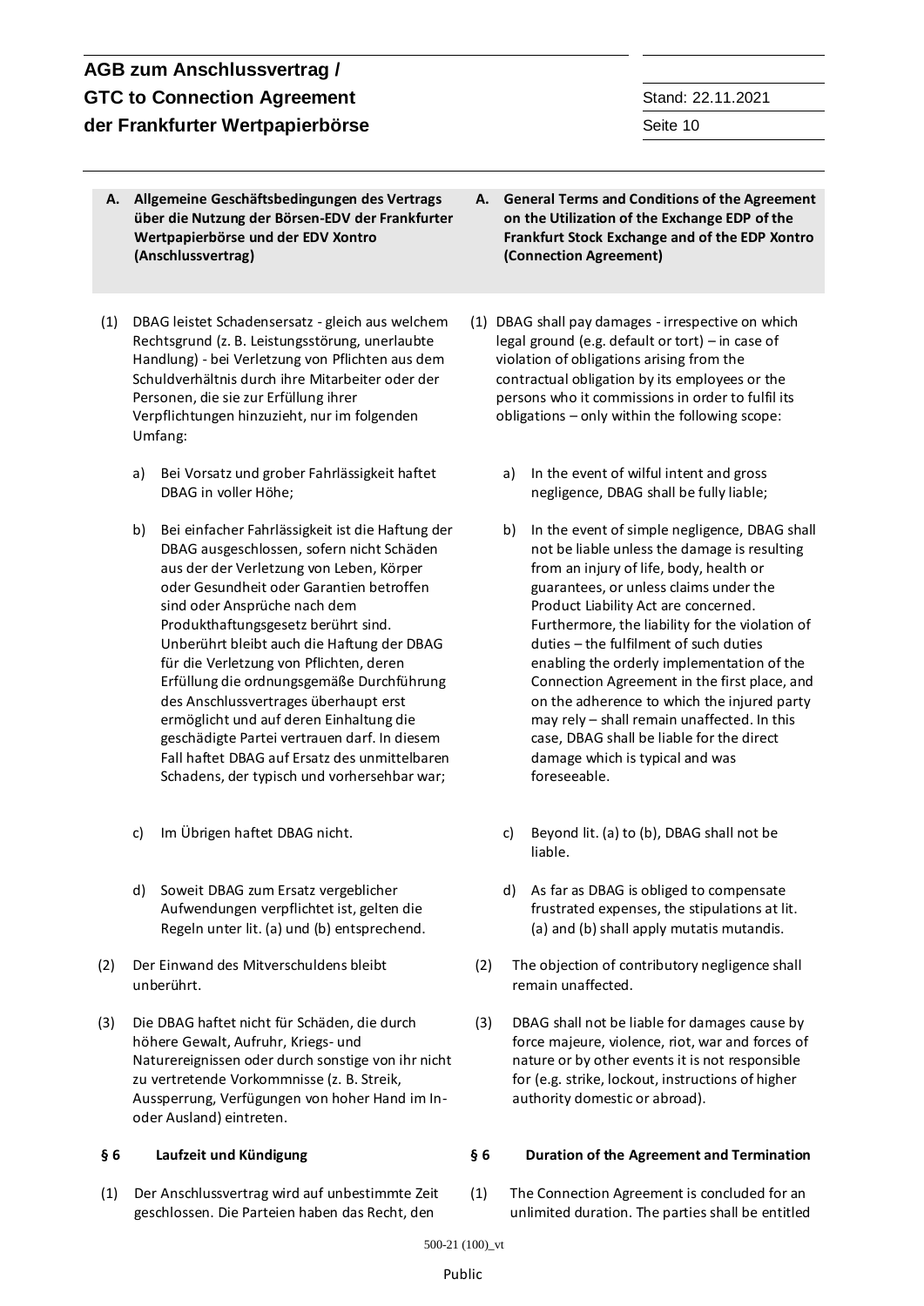| A. Allgemeine Geschäftsbedingungen des Vertrags über die Nutzung der Börsen-EDV der Frankfurter Wertpapierbörse und der EDV Xontro (Anschlussvertrag) | A. General Terms and Conditions of the Agreement on the Utilization of the Exchange EDP of the Frankfurt Stock Exchange and of the EDP Xontro (Connection Agreement) |
|---|---|
| (1) DBAG leistet Schadensersatz - gleich aus welchem Rechtsgrund (z. B. Leistungsstörung, unerlaubte Handlung) - bei Verletzung von Pflichten aus dem Schuldverhältnis durch ihre Mitarbeiter oder der Personen, die sie zur Erfüllung ihrer Verpflichtungen hinzuzieht, nur im folgenden Umfang: | (1) DBAG shall pay damages - irrespective on which legal ground (e.g. default or tort) – in case of violation of obligations arising from the contractual obligation by its employees or the persons who it commissions in order to fulfil its obligations – only within the following scope: |
| a) Bei Vorsatz und grober Fahrlässigkeit haftet DBAG in voller Höhe; | a) In the event of wilful intent and gross negligence, DBAG shall be fully liable; |
| b) Bei einfacher Fahrlässigkeit ist die Haftung der DBAG ausgeschlossen, sofern nicht Schäden aus der der Verletzung von Leben, Körper oder Gesundheit oder Garantien betroffen sind oder Ansprüche nach dem Produkthaftungsgesetz berührt sind. Unberührt bleibt auch die Haftung der DBAG für die Verletzung von Pflichten, deren Erfüllung die ordnungsgemäße Durchführung des Anschlussvertrages überhaupt erst ermöglicht und auf deren Einhaltung die geschädigte Partei vertrauen darf. In diesem Fall haftet DBAG auf Ersatz des unmittelbaren Schadens, der typisch und vorhersehbar war; | b) In the event of simple negligence, DBAG shall not be liable unless the damage is resulting from an injury of life, body, health or guarantees, or unless claims under the Product Liability Act are concerned. Furthermore, the liability for the violation of duties – the fulfilment of such duties enabling the orderly implementation of the Connection Agreement in the first place, and on the adherence to which the injured party may rely – shall remain unaffected. In this case, DBAG shall be liable for the direct damage which is typical and was foreseeable. |
| c) Im Übrigen haftet DBAG nicht. | c) Beyond lit. (a) to (b), DBAG shall not be liable. |
| d) Soweit DBAG zum Ersatz vergeblicher Aufwendungen verpflichtet ist, gelten die Regeln unter lit. (a) und (b) entsprechend. | d) As far as DBAG is obliged to compensate frustrated expenses, the stipulations at lit. (a) and (b) shall apply mutatis mutandis. |
| (2) Der Einwand des Mitverschuldens bleibt unberührt. | (2) The objection of contributory negligence shall remain unaffected. |
| (3) Die DBAG haftet nicht für Schäden, die durch höhere Gewalt, Aufruhr, Kriegs- und Naturereignissen oder durch sonstige von ihr nicht zu vertretende Vorkommnisse (z. B. Streik, Aussperrung, Verfügungen von hoher Hand im In- oder Ausland) eintreten. | (3) DBAG shall not be liable for damages cause by force majeure, violence, riot, war and forces of nature or by other events it is not responsible for (e.g. strike, lockout, instructions of higher authority domestic or abroad). |
| **§ 6 Laufzeit und Kündigung** | **§ 6 Duration of the Agreement and Termination** |
| (1) Der Anschlussvertrag wird auf unbestimmte Zeit geschlossen. Die Parteien haben das Recht, den | (1) The Connection Agreement is concluded for an unlimited duration. The parties shall be entitled |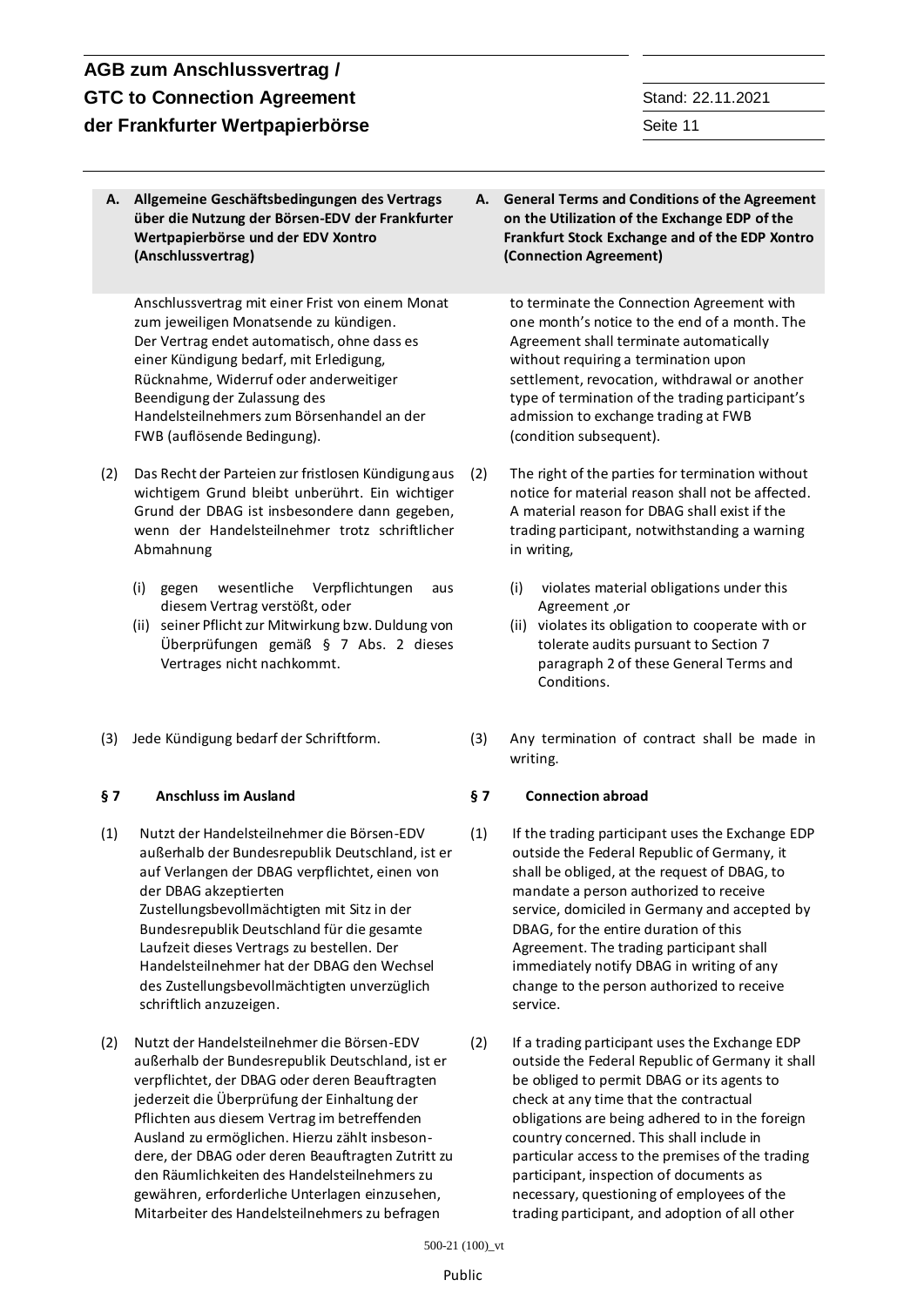**A. Allgemeine Geschäftsbedingungen des Vertrags über die Nutzung der Börsen-EDV der Frankfurter Wertpapierbörse und der EDV Xontro (Anschlussvertrag)**

Anschlussvertrag mit einer Frist von einem Monat zum jeweiligen Monatsende zu kündigen. Der Vertrag endet automatisch, ohne dass es einer Kündigung bedarf, mit Erledigung, Rücknahme, Widerruf oder anderweitiger Beendigung der Zulassung des Handelsteilnehmers zum Börsenhandel an der FWB (auflösende Bedingung).

(2) Das Recht der Parteien zur fristlosen Kündigung aus wichtigem Grund bleibt unberührt. Ein wichtiger Grund der DBAG ist insbesondere dann gegeben, wenn der Handelsteilnehmer trotz schriftlicher Abmahnung

(i) gegen wesentliche Verpflichtungen aus diesem Vertrag verstößt, oder
(ii) seiner Pflicht zur Mitwirkung bzw. Duldung von Überprüfungen gemäß § 7 Abs. 2 dieses Vertrages nicht nachkommt.

(3) Jede Kündigung bedarf der Schriftform.

**§ 7 Anschluss im Ausland**

(1) Nutzt der Handelsteilnehmer die Börsen-EDV außerhalb der Bundesrepublik Deutschland, ist er auf Verlangen der DBAG verpflichtet, einen von der DBAG akzeptierten Zustellungsbevollmächtigten mit Sitz in der Bundesrepublik Deutschland für die gesamte Laufzeit dieses Vertrags zu bestellen. Der Handelsteilnehmer hat der DBAG den Wechsel des Zustellungsbevollmächtigten unverzüglich schriftlich anzuzeigen.

(2) Nutzt der Handelsteilnehmer die Börsen-EDV außerhalb der Bundesrepublik Deutschland, ist er verpflichtet, der DBAG oder deren Beauftragten jederzeit die Überprüfung der Einhaltung der Pflichten aus diesem Vertrag im betreffenden Ausland zu ermöglichen. Hierzu zählt insbesondere, der DBAG oder deren Beauftragten Zutritt zu den Räumlichkeiten des Handelsteilnehmers zu gewähren, erforderliche Unterlagen einzusehen, Mitarbeiter des Handelsteilnehmers zu befragen

---

**A. General Terms and Conditions of the Agreement on the Utilization of the Exchange EDP of the Frankfurt Stock Exchange and of the EDP Xontro (Connection Agreement)**

to terminate the Connection Agreement with one month's notice to the end of a month. The Agreement shall terminate automatically without requiring a termination upon settlement, revocation, withdrawal or another type of termination of the trading participant's admission to exchange trading at FWB (condition subsequent).

(2) The right of the parties for termination without notice for material reason shall not be affected. A material reason for DBAG shall exist if the trading participant, notwithstanding a warning in writing,

(i) violates material obligations under this Agreement ,or
(ii) violates its obligation to cooperate with or tolerate audits pursuant to Section 7 paragraph 2 of these General Terms and Conditions.

(3) Any termination of contract shall be made in writing.

**§ 7 Connection abroad**

(1) If the trading participant uses the Exchange EDP outside the Federal Republic of Germany, it shall be obliged, at the request of DBAG, to mandate a person authorized to receive service, domiciled in Germany and accepted by DBAG, for the entire duration of this Agreement. The trading participant shall immediately notify DBAG in writing of any change to the person authorized to receive service.

(2) If a trading participant uses the Exchange EDP outside the Federal Republic of Germany it shall be obliged to permit DBAG or its agents to check at any time that the contractual obligations are being adhered to in the foreign country concerned. This shall include in particular access to the premises of the trading participant, inspection of documents as necessary, questioning of employees of the trading participant, and adoption of all other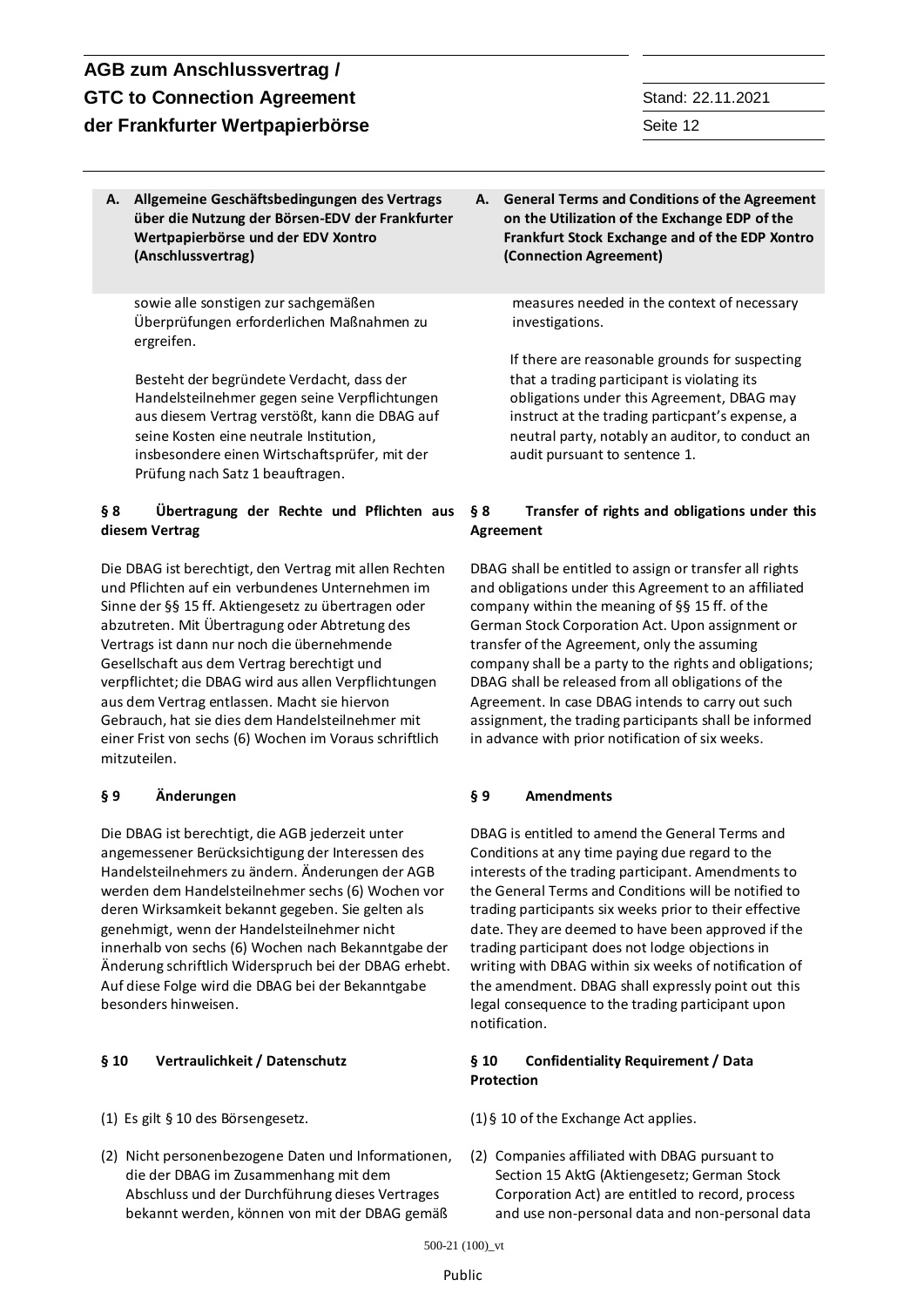**A. Allgemeine Geschäftsbedingungen des Vertrags über die Nutzung der Börsen-EDV der Frankfurter Wertpapierbörse und der EDV Xontro (Anschlussvertrag)**

sowie alle sonstigen zur sachgemäßen Überprüfungen erforderlichen Maßnahmen zu ergreifen.

Besteht der begründete Verdacht, dass der Handelsteilnehmer gegen seine Verpflichtungen aus diesem Vertrag verstößt, kann die DBAG auf seine Kosten eine neutrale Institution, insbesondere einen Wirtschaftsprüfer, mit der Prüfung nach Satz 1 beauftragen.

### § 8 Übertragung der Rechte und Pflichten aus diesem Vertrag

Die DBAG ist berechtigt, den Vertrag mit allen Rechten und Pflichten auf ein verbundenes Unternehmen im Sinne der §§ 15 ff. Aktiengesetz zu übertragen oder abzutreten. Mit Übertragung oder Abtretung des Vertrags ist dann nur noch die übernehmende Gesellschaft aus dem Vertrag berechtigt und verpflichtet; die DBAG wird aus allen Verpflichtungen aus dem Vertrag entlassen. Macht sie hiervon Gebrauch, hat sie dies dem Handelsteilnehmer mit einer Frist von sechs (6) Wochen im Voraus schriftlich mitzuteilen.

### § 9 Änderungen

Die DBAG ist berechtigt, die AGB jederzeit unter angemessener Berücksichtigung der Interessen des Handelsteilnehmers zu ändern. Änderungen der AGB werden dem Handelsteilnehmer sechs (6) Wochen vor deren Wirksamkeit bekannt gegeben. Sie gelten als genehmigt, wenn der Handelsteilnehmer nicht innerhalb von sechs (6) Wochen nach Bekanntgabe der Änderung schriftlich Widerspruch bei der DBAG erhebt. Auf diese Folge wird die DBAG bei der Bekanntgabe besonders hinweisen.

### § 10 Vertraulichkeit / Datenschutz

(1) Es gilt § 10 des Börsengesetz.

(2) Nicht personenbezogene Daten und Informationen, die der DBAG im Zusammenhang mit dem Abschluss und der Durchführung dieses Vertrages bekannt werden, können von mit der DBAG gemäß

---

**A. General Terms and Conditions of the Agreement on the Utilization of the Exchange EDP of the Frankfurt Stock Exchange and of the EDP Xontro (Connection Agreement)**

measures needed in the context of necessary investigations.

If there are reasonable grounds for suspecting that a trading participant is violating its obligations under this Agreement, DBAG may instruct at the trading particpant's expense, a neutral party, notably an auditor, to conduct an audit pursuant to sentence 1.

### § 8 Transfer of rights and obligations under this Agreement

DBAG shall be entitled to assign or transfer all rights and obligations under this Agreement to an affiliated company within the meaning of §§ 15 ff. of the German Stock Corporation Act. Upon assignment or transfer of the Agreement, only the assuming company shall be a party to the rights and obligations; DBAG shall be released from all obligations of the Agreement. In case DBAG intends to carry out such assignment, the trading participants shall be informed in advance with prior notification of six weeks.

### § 9 Amendments

DBAG is entitled to amend the General Terms and Conditions at any time paying due regard to the interests of the trading participant. Amendments to the General Terms and Conditions will be notified to trading participants six weeks prior to their effective date. They are deemed to have been approved if the trading participant does not lodge objections in writing with DBAG within six weeks of notification of the amendment. DBAG shall expressly point out this legal consequence to the trading participant upon notification.

### § 10 Confidentiality Requirement / Data Protection

(1) § 10 of the Exchange Act applies.

(2) Companies affiliated with DBAG pursuant to Section 15 AktG (Aktiengesetz; German Stock Corporation Act) are entitled to record, process and use non-personal data and non-personal data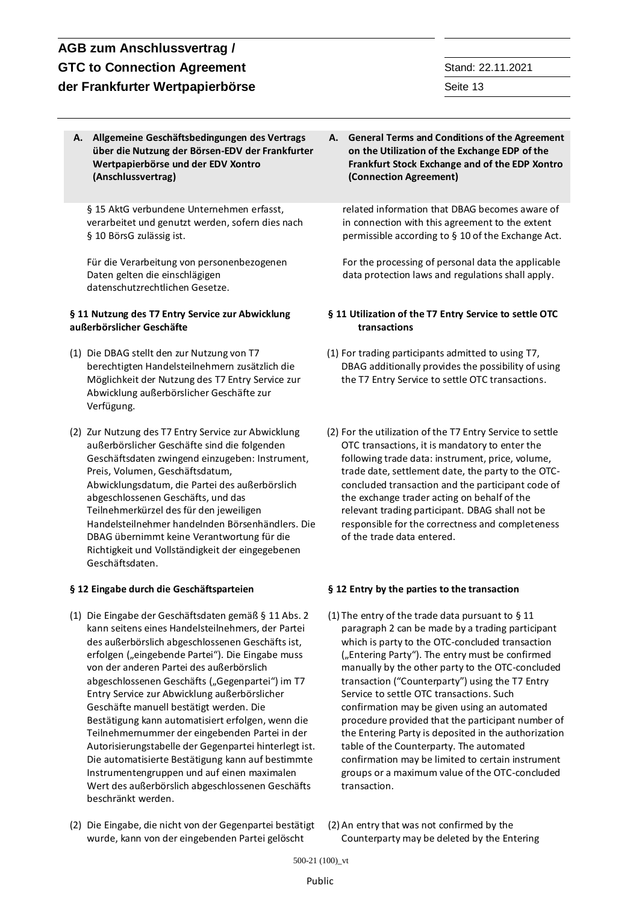| A. Allgemeine Geschäftsbedingungen des Vertrags über die Nutzung der Börsen-EDV der Frankfurter Wertpapierbörse und der EDV Xontro (Anschlussvertrag) | A. General Terms and Conditions of the Agreement on the Utilization of the Exchange EDP of the Frankfurt Stock Exchange and of the EDP Xontro (Connection Agreement) |
|---|---|
| § 15 AktG verbundene Unternehmen erfasst, verarbeitet und genutzt werden, sofern dies nach § 10 BörsG zulässig ist. | related information that DBAG becomes aware of in connection with this agreement to the extent permissible according to § 10 of the Exchange Act. |
| Für die Verarbeitung von personenbezogenen Daten gelten die einschlägigen datenschutzrechtlichen Gesetze. | For the processing of personal data the applicable data protection laws and regulations shall apply. |
| **§ 11 Nutzung des T7 Entry Service zur Abwicklung außerbörslicher Geschäfte** | **§ 11 Utilization of the T7 Entry Service to settle OTC transactions** |
| (1) Die DBAG stellt den zur Nutzung von T7 berechtigten Handelsteilnehmern zusätzlich die Möglichkeit der Nutzung des T7 Entry Service zur Abwicklung außerbörslicher Geschäfte zur Verfügung. | (1) For trading participants admitted to using T7, DBAG additionally provides the possibility of using the T7 Entry Service to settle OTC transactions. |
| (2) Zur Nutzung des T7 Entry Service zur Abwicklung außerbörslicher Geschäfte sind die folgenden Geschäftsdaten zwingend einzugeben: Instrument, Preis, Volumen, Geschäftsdatum, Abwicklungsdatum, die Partei des außerbörslich abgeschlossenen Geschäfts, und das Teilnehmerkürzel des für den jeweiligen Handelsteilnehmer handelnden Börsenhändlers. Die DBAG übernimmt keine Verantwortung für die Richtigkeit und Vollständigkeit der eingegebenen Geschäftsdaten. | (2) For the utilization of the T7 Entry Service to settle OTC transactions, it is mandatory to enter the following trade data: instrument, price, volume, trade date, settlement date, the party to the OTC-concluded transaction and the participant code of the exchange trader acting on behalf of the relevant trading participant. DBAG shall not be responsible for the correctness and completeness of the trade data entered. |
| **§ 12 Eingabe durch die Geschäftsparteien** | **§ 12 Entry by the parties to the transaction** |
| (1) Die Eingabe der Geschäftsdaten gemäß § 11 Abs. 2 kann seitens eines Handelsteilnehmers, der Partei des außerbörslich abgeschlossenen Geschäfts ist, erfolgen („eingebende Partei“). Die Eingabe muss von der anderen Partei des außerbörslich abgeschlossenen Geschäfts („Gegenpartei“) im T7 Entry Service zur Abwicklung außerbörslicher Geschäfte manuell bestätigt werden. Die Bestätigung kann automatisiert erfolgen, wenn die Teilnehmernummer der eingebenden Partei in der Autorisierungstabelle der Gegenpartei hinterlegt ist. Die automatisierte Bestätigung kann auf bestimmte Instrumentengruppen und auf einen maximalen Wert des außerbörslich abgeschlossenen Geschäfts beschränkt werden. | (1) The entry of the trade data pursuant to § 11 paragraph 2 can be made by a trading participant which is party to the OTC-concluded transaction („Entering Party“). The entry must be confirmed manually by the other party to the OTC-concluded transaction (“Counterparty”) using the T7 Entry Service to settle OTC transactions. Such confirmation may be given using an automated procedure provided that the participant number of the Entering Party is deposited in the authorization table of the Counterparty. The automated confirmation may be limited to certain instrument groups or a maximum value of the OTC-concluded transaction. |
| (2) Die Eingabe, die nicht von der Gegenpartei bestätigt wurde, kann von der eingebenden Partei gelöscht | (2) An entry that was not confirmed by the Counterparty may be deleted by the Entering |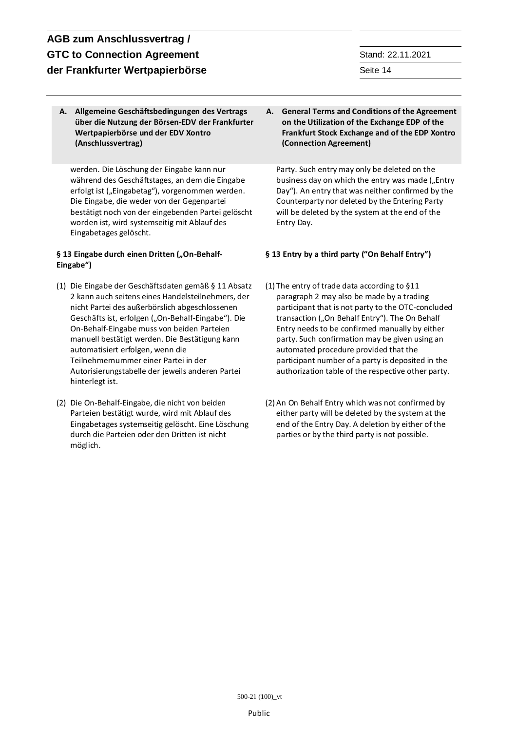**A. Allgemeine Geschäftsbedingungen des Vertrags über die Nutzung der Börsen-EDV der Frankfurter Wertpapierbörse und der EDV Xontro (Anschlussvertrag)**

werden. Die Löschung der Eingabe kann nur während des Geschäftstages, an dem die Eingabe erfolgt ist („Eingabetag"), vorgenommen werden. Die Eingabe, die weder von der Gegenpartei bestätigt noch von der eingebenden Partei gelöscht worden ist, wird systemseitig mit Ablauf des Eingabetages gelöscht.

**§ 13 Eingabe durch einen Dritten („On-Behalf-Eingabe")**

(1) Die Eingabe der Geschäftsdaten gemäß § 11 Absatz 2 kann auch seitens eines Handelsteilnehmers, der nicht Partei des außerbörslich abgeschlossenen Geschäfts ist, erfolgen („On-Behalf-Eingabe"). Die On-Behalf-Eingabe muss von beiden Parteien manuell bestätigt werden. Die Bestätigung kann automatisiert erfolgen, wenn die Teilnehmernummer einer Partei in der Autorisierungstabelle der jeweils anderen Partei hinterlegt ist.

(2) Die On-Behalf-Eingabe, die nicht von beiden Parteien bestätigt wurde, wird mit Ablauf des Eingabetages systemseitig gelöscht. Eine Löschung durch die Parteien oder den Dritten ist nicht möglich.

**A. General Terms and Conditions of the Agreement on the Utilization of the Exchange EDP of the Frankfurt Stock Exchange and of the EDP Xontro (Connection Agreement)**

Party. Such entry may only be deleted on the business day on which the entry was made („Entry Day"). An entry that was neither confirmed by the Counterparty nor deleted by the Entering Party will be deleted by the system at the end of the Entry Day.

**§ 13 Entry by a third party ("On Behalf Entry")**

(1) The entry of trade data according to §11 paragraph 2 may also be made by a trading participant that is not party to the OTC-concluded transaction („On Behalf Entry"). The On Behalf Entry needs to be confirmed manually by either party. Such confirmation may be given using an automated procedure provided that the participant number of a party is deposited in the authorization table of the respective other party.

(2) An On Behalf Entry which was not confirmed by either party will be deleted by the system at the end of the Entry Day. A deletion by either of the parties or by the third party is not possible.